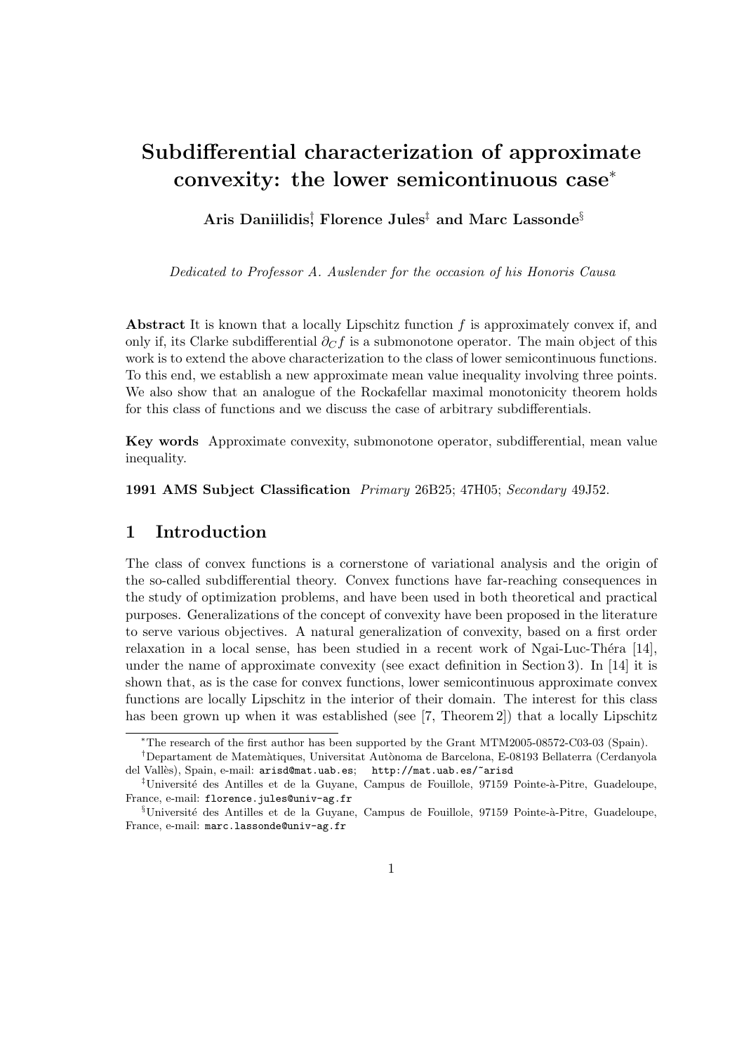# Subdifferential characterization of approximate convexity: the lower semicontinuous case*

**Aris Daniilidis**[†], **Florence Jules**[‡] **and Marc Lassonde**[§]

*Dedicated to Professor A. Auslender for the occasion of his Honoris Causa*

**Abstract** It is known that a locally Lipschitz function $f$ is approximately convex if, and only if, its Clarke subdifferential $\partial_C f$ is a submonotone operator. The main object of this work is to extend the above characterization to the class of lower semicontinuous functions. To this end, we establish a new approximate mean value inequality involving three points. We also show that an analogue of the Rockafellar maximal monotonicity theorem holds for this class of functions and we discuss the case of arbitrary subdifferentials.

**Key words** Approximate convexity, submonotone operator, subdifferential, mean value inequality.

**1991 AMS Subject Classification** *Primary* 26B25; 47H05; *Secondary* 49J52.

## 1 Introduction

The class of convex functions is a cornerstone of variational analysis and the origin of the so-called subdifferential theory. Convex functions have far-reaching consequences in the study of optimization problems, and have been used in both theoretical and practical purposes. Generalizations of the concept of convexity have been proposed in the literature to serve various objectives. A natural generalization of convexity, based on a first order relaxation in a local sense, has been studied in a recent work of Ngai-Luc-Théra [14], under the name of approximate convexity (see exact definition in Section 3). In [14] it is shown that, as is the case for convex functions, lower semicontinuous approximate convex functions are locally Lipschitz in the interior of their domain. The interest for this class has been grown up when it was established (see [7, Theorem 2]) that a locally Lipschitz

---

*The research of the first author has been supported by the Grant MTM2005-08572-C03-03 (Spain).

[†]Departament de Matemàtiques, Universitat Autònoma de Barcelona, E-08193 Bellaterra (Cerdanyola del Vallès), Spain, e-mail: arisd@mat.uab.es; http://mat.uab.es/~arisd

[‡]Université des Antilles et de la Guyane, Campus de Fouillole, 97159 Pointe-à-Pitre, Guadeloupe, France, e-mail: florence.jules@univ-ag.fr

[§]Université des Antilles et de la Guyane, Campus de Fouillole, 97159 Pointe-à-Pitre, Guadeloupe, France, e-mail: marc.lassonde@univ-ag.fr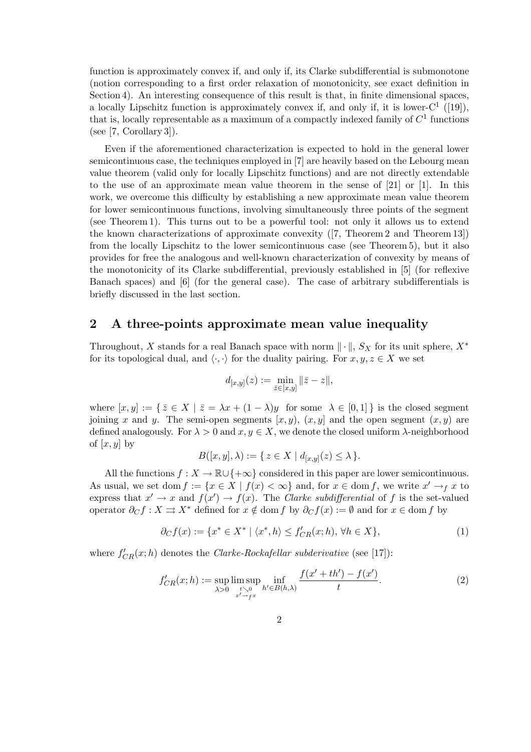function is approximately convex if, and only if, its Clarke subdifferential is submonotone (notion corresponding to a first order relaxation of monotonicity, see exact definition in Section 4). An interesting consequence of this result is that, in finite dimensional spaces, a locally Lipschitz function is approximately convex if, and only if, it is lower-$C^1$ ([19]), that is, locally representable as a maximum of a compactly indexed family of $C^1$ functions (see [7, Corollary 3]).

Even if the aforementioned characterization is expected to hold in the general lower semicontinuous case, the techniques employed in [7] are heavily based on the Lebourg mean value theorem (valid only for locally Lipschitz functions) and are not directly extendable to the use of an approximate mean value theorem in the sense of [21] or [1]. In this work, we overcome this difficulty by establishing a new approximate mean value theorem for lower semicontinuous functions, involving simultaneously three points of the segment (see Theorem 1). This turns out to be a powerful tool: not only it allows us to extend the known characterizations of approximate convexity ([7, Theorem 2 and Theorem 13]) from the locally Lipschitz to the lower semicontinuous case (see Theorem 5), but it also provides for free the analogous and well-known characterization of convexity by means of the monotonicity of its Clarke subdifferential, previously established in [5] (for reflexive Banach spaces) and [6] (for the general case). The case of arbitrary subdifferentials is briefly discussed in the last section.

## 2 A three-points approximate mean value inequality

Throughout, $X$ stands for a real Banach space with norm $\|\cdot\|$, $S_X$ for its unit sphere, $X^*$ for its topological dual, and $\langle\cdot,\cdot\rangle$ for the duality pairing. For $x, y, z \in X$ we set

$$d_{[x,y]}(z) := \min_{\bar{z}\in[x,y]} \|\bar{z} - z\|,$$

where $[x, y] := \{\, \bar{z} \in X \mid \bar{z} = \lambda x + (1-\lambda)y \;\text{ for some }\; \lambda \in [0, 1] \,\}$ is the closed segment joining $x$ and $y$. The semi-open segments $[x, y)$, $(x, y]$ and the open segment $(x, y)$ are defined analogously. For $\lambda > 0$ and $x, y \in X$, we denote the closed uniform $\lambda$-neighborhood of $[x, y]$ by

$$B([x, y], \lambda) := \{\, z \in X \mid d_{[x,y]}(z) \le \lambda \,\}.$$

All the functions $f : X \to \mathbb{R}\cup\{+\infty\}$ considered in this paper are lower semicontinuous. As usual, we set $\operatorname{dom} f := \{x \in X \mid f(x) < \infty\}$ and, for $x \in \operatorname{dom} f$, we write $x' \to_f x$ to express that $x' \to x$ and $f(x') \to f(x)$. The *Clarke subdifferential* of $f$ is the set-valued operator $\partial_C f : X \rightrightarrows X^*$ defined for $x \notin \operatorname{dom} f$ by $\partial_C f(x) := \emptyset$ and for $x \in \operatorname{dom} f$ by

$$\partial_C f(x) := \{x^* \in X^* \mid \langle x^*, h\rangle \le f'_{CR}(x; h),\ \forall h \in X\}, \tag{1}$$

where $f'_{CR}(x; h)$ denotes the *Clarke-Rockafellar subderivative* (see [17]):

$$f'_{CR}(x; h) := \sup_{\lambda>0} \limsup_{\substack{t\searrow 0\\ x'\to_f x}} \inf_{h'\in B(h,\lambda)} \frac{f(x' + th') - f(x')}{t}. \tag{2}$$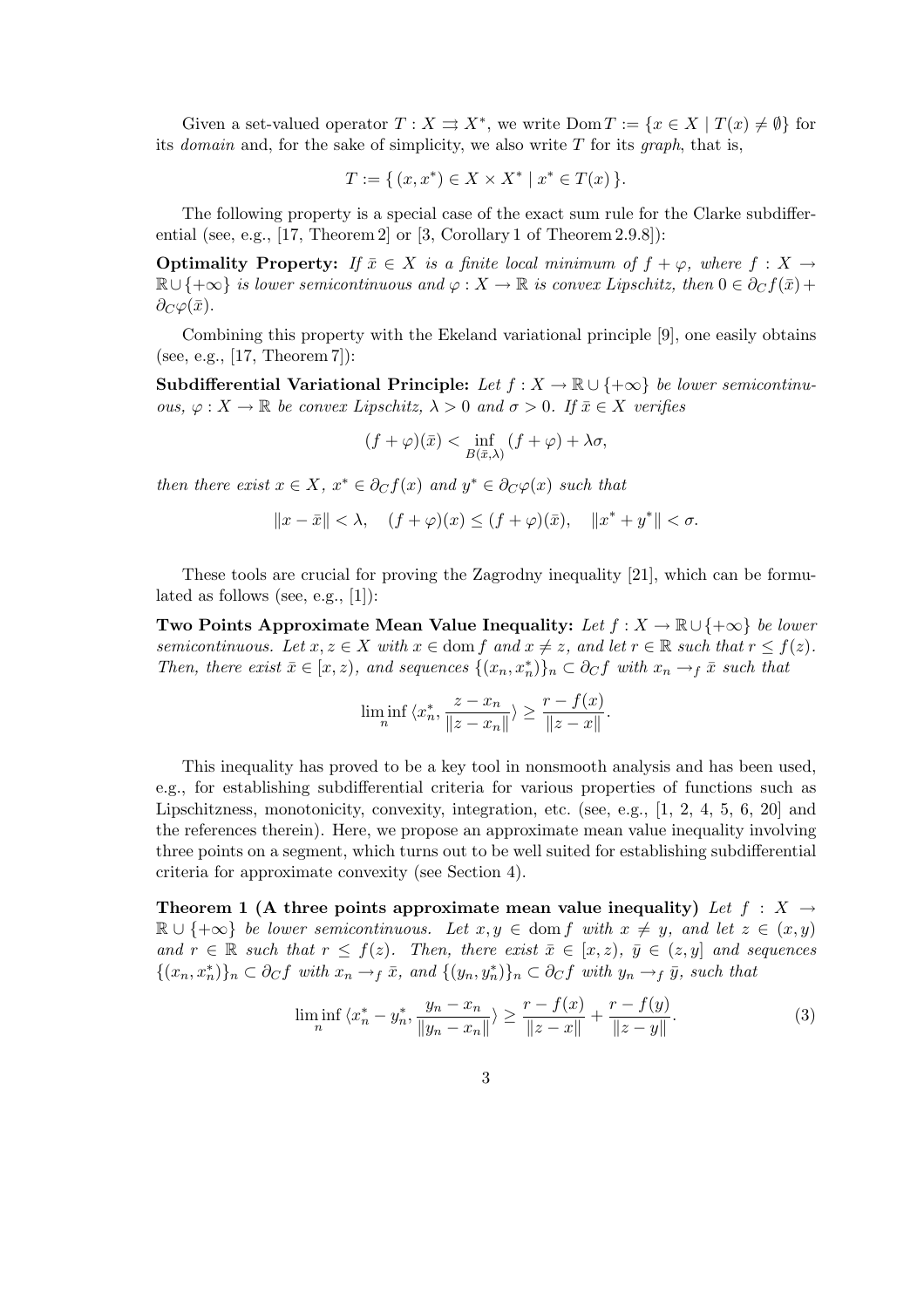Given a set-valued operator $T : X \rightrightarrows X^*$, we write $\operatorname{Dom} T := \{x \in X \mid T(x) \neq \emptyset\}$ for its *domain* and, for the sake of simplicity, we also write $T$ for its *graph*, that is,

$$T := \{\, (x, x^*) \in X \times X^* \mid x^* \in T(x) \,\}.$$

The following property is a special case of the exact sum rule for the Clarke subdifferential (see, e.g., [17, Theorem 2] or [3, Corollary 1 of Theorem 2.9.8]):

**Optimality Property:** *If $\bar{x} \in X$ is a finite local minimum of $f + \varphi$, where $f : X \to \mathbb{R} \cup \{+\infty\}$ is lower semicontinuous and $\varphi : X \to \mathbb{R}$ is convex Lipschitz, then $0 \in \partial_C f(\bar{x}) + \partial_C \varphi(\bar{x})$.*

Combining this property with the Ekeland variational principle [9], one easily obtains (see, e.g., [17, Theorem 7]):

**Subdifferential Variational Principle:** *Let $f : X \to \mathbb{R} \cup \{+\infty\}$ be lower semicontinuous, $\varphi : X \to \mathbb{R}$ be convex Lipschitz, $\lambda > 0$ and $\sigma > 0$. If $\bar{x} \in X$ verifies*

$$(f + \varphi)(\bar{x}) < \inf_{B(\bar{x},\lambda)} (f + \varphi) + \lambda\sigma,$$

*then there exist $x \in X$, $x^* \in \partial_C f(x)$ and $y^* \in \partial_C \varphi(x)$ such that*

$$\|x - \bar{x}\| < \lambda, \quad (f + \varphi)(x) \leq (f + \varphi)(\bar{x}), \quad \|x^* + y^*\| < \sigma.$$

These tools are crucial for proving the Zagrodny inequality [21], which can be formulated as follows (see, e.g., [1]):

**Two Points Approximate Mean Value Inequality:** *Let $f : X \to \mathbb{R} \cup \{+\infty\}$ be lower semicontinuous. Let $x, z \in X$ with $x \in \operatorname{dom} f$ and $x \neq z$, and let $r \in \mathbb{R}$ such that $r \leq f(z)$. Then, there exist $\bar{x} \in [x, z)$, and sequences $\{(x_n, x_n^*)\}_n \subset \partial_C f$ with $x_n \to_f \bar{x}$ such that*

$$\liminf_n \langle x_n^*, \frac{z - x_n}{\|z - x_n\|} \rangle \geq \frac{r - f(x)}{\|z - x\|}.$$

This inequality has proved to be a key tool in nonsmooth analysis and has been used, e.g., for establishing subdifferential criteria for various properties of functions such as Lipschitzness, monotonicity, convexity, integration, etc. (see, e.g., [1, 2, 4, 5, 6, 20] and the references therein). Here, we propose an approximate mean value inequality involving three points on a segment, which turns out to be well suited for establishing subdifferential criteria for approximate convexity (see Section 4).

**Theorem 1 (A three points approximate mean value inequality)** *Let $f : X \to \mathbb{R} \cup \{+\infty\}$ be lower semicontinuous. Let $x, y \in \operatorname{dom} f$ with $x \neq y$, and let $z \in (x, y)$ and $r \in \mathbb{R}$ such that $r \leq f(z)$. Then, there exist $\bar{x} \in [x, z)$, $\bar{y} \in (z, y]$ and sequences $\{(x_n, x_n^*)\}_n \subset \partial_C f$ with $x_n \to_f \bar{x}$, and $\{(y_n, y_n^*)\}_n \subset \partial_C f$ with $y_n \to_f \bar{y}$, such that*

$$\liminf_n \langle x_n^* - y_n^*, \frac{y_n - x_n}{\|y_n - x_n\|} \rangle \geq \frac{r - f(x)}{\|z - x\|} + \frac{r - f(y)}{\|z - y\|}. \tag{3}$$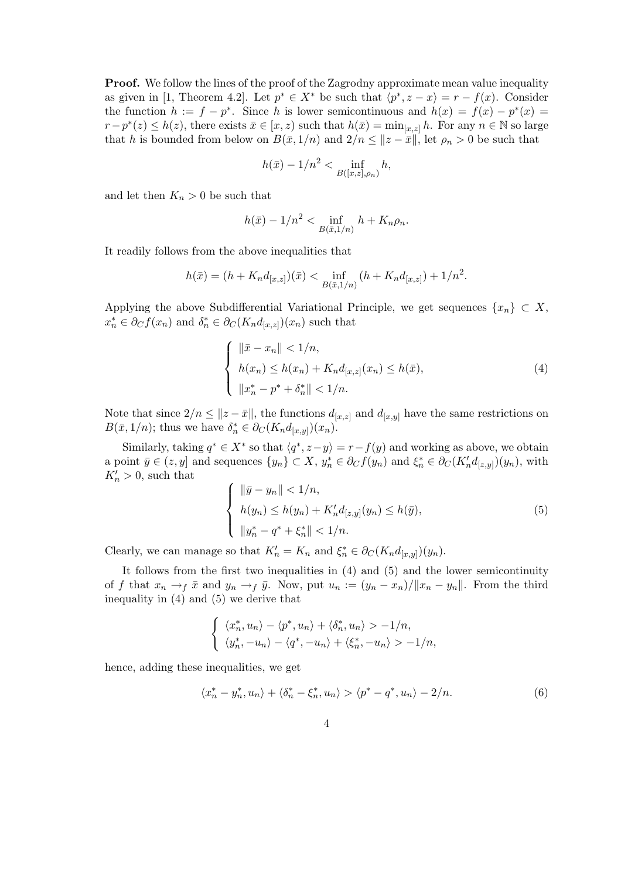**Proof.** We follow the lines of the proof of the Zagrodny approximate mean value inequality as given in [1, Theorem 4.2]. Let $p^* \in X^*$ be such that $\langle p^*, z - x\rangle = r - f(x)$. Consider the function $h := f - p^*$. Since $h$ is lower semicontinuous and $h(x) = f(x) - p^*(x) = r - p^*(z) \le h(z)$, there exists $\bar{x} \in [x, z)$ such that $h(\bar{x}) = \min_{[x,z]} h$. For any $n \in \mathbb{N}$ so large that $h$ is bounded from below on $B(\bar{x}, 1/n)$ and $2/n \le \|z - \bar{x}\|$, let $\rho_n > 0$ be such that

$$h(\bar{x}) - 1/n^2 < \inf_{B([x,z],\rho_n)} h,$$

and let then $K_n > 0$ be such that

$$h(\bar{x}) - 1/n^2 < \inf_{B(\bar{x},1/n)} h + K_n \rho_n.$$

It readily follows from the above inequalities that

$$h(\bar{x}) = (h + K_n d_{[x,z]})(\bar{x}) < \inf_{B(\bar{x},1/n)} (h + K_n d_{[x,z]}) + 1/n^2.$$

Applying the above Subdifferential Variational Principle, we get sequences $\{x_n\} \subset X$, $x_n^* \in \partial_C f(x_n)$ and $\delta_n^* \in \partial_C(K_n d_{[x,z]})(x_n)$ such that

$$\begin{cases} \|\bar{x} - x_n\| < 1/n, \\ h(x_n) \le h(x_n) + K_n d_{[x,z]}(x_n) \le h(\bar{x}), \\ \|x_n^* - p^* + \delta_n^*\| < 1/n. \end{cases} \tag{4}$$

Note that since $2/n \le \|z - \bar{x}\|$, the functions $d_{[x,z]}$ and $d_{[x,y]}$ have the same restrictions on $B(\bar{x}, 1/n)$; thus we have $\delta_n^* \in \partial_C(K_n d_{[x,y]})(x_n)$.

Similarly, taking $q^* \in X^*$ so that $\langle q^*, z - y\rangle = r - f(y)$ and working as above, we obtain a point $\bar{y} \in (z, y]$ and sequences $\{y_n\} \subset X$, $y_n^* \in \partial_C f(y_n)$ and $\xi_n^* \in \partial_C(K_n' d_{[z,y]})(y_n)$, with $K_n' > 0$, such that

$$\begin{cases} \|\bar{y} - y_n\| < 1/n, \\ h(y_n) \le h(y_n) + K_n' d_{[z,y]}(y_n) \le h(\bar{y}), \\ \|y_n^* - q^* + \xi_n^*\| < 1/n. \end{cases} \tag{5}$$

Clearly, we can manage so that $K_n' = K_n$ and $\xi_n^* \in \partial_C(K_n d_{[x,y]})(y_n)$.

It follows from the first two inequalities in (4) and (5) and the lower semicontinuity of $f$ that $x_n \to_f \bar{x}$ and $y_n \to_f \bar{y}$. Now, put $u_n := (y_n - x_n)/\|x_n - y_n\|$. From the third inequality in (4) and (5) we derive that

$$\begin{cases} \langle x_n^*, u_n\rangle - \langle p^*, u_n\rangle + \langle \delta_n^*, u_n\rangle > -1/n, \\ \langle y_n^*, -u_n\rangle - \langle q^*, -u_n\rangle + \langle \xi_n^*, -u_n\rangle > -1/n, \end{cases}$$

hence, adding these inequalities, we get

$$\langle x_n^* - y_n^*, u_n\rangle + \langle \delta_n^* - \xi_n^*, u_n\rangle > \langle p^* - q^*, u_n\rangle - 2/n. \tag{6}$$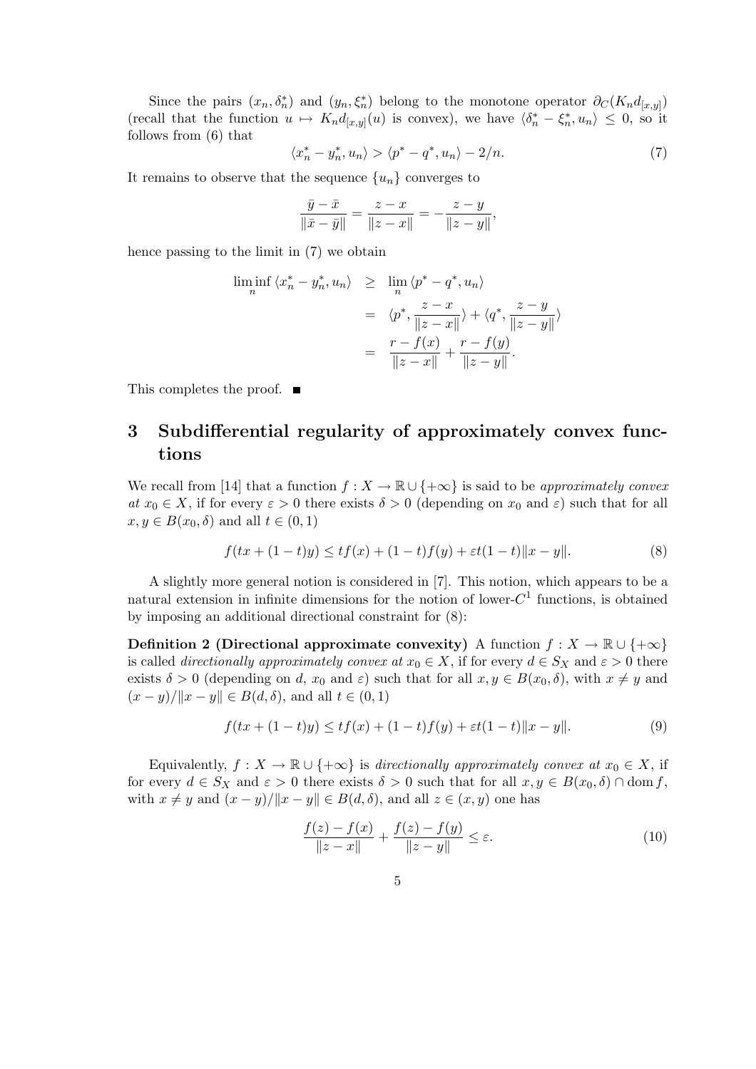Since the pairs $(x_n, \delta_n^*)$ and $(y_n, \xi_n^*)$ belong to the monotone operator $\partial_C(K_n d_{[x,y]})$ (recall that the function $u \mapsto K_n d_{[x,y]}(u)$ is convex), we have $\langle \delta_n^* - \xi_n^*, u_n \rangle \leq 0$, so it follows from (6) that

$$\langle x_n^* - y_n^*, u_n \rangle > \langle p^* - q^*, u_n \rangle - 2/n. \tag{7}$$

It remains to observe that the sequence $\{u_n\}$ converges to

$$\frac{\bar{y} - \bar{x}}{\|\bar{x} - \bar{y}\|} = \frac{z - x}{\|z - x\|} = -\frac{z - y}{\|z - y\|},$$

hence passing to the limit in (7) we obtain

$$\begin{aligned}
\liminf_n \langle x_n^* - y_n^*, u_n \rangle &\geq \lim_n \langle p^* - q^*, u_n \rangle \\
&= \langle p^*, \frac{z - x}{\|z - x\|} \rangle + \langle q^*, \frac{z - y}{\|z - y\|} \rangle \\
&= \frac{r - f(x)}{\|z - x\|} + \frac{r - f(y)}{\|z - y\|}.
\end{aligned}$$

This completes the proof. ■

## 3 Subdifferential regularity of approximately convex functions

We recall from [14] that a function $f : X \to \mathbb{R} \cup \{+\infty\}$ is said to be *approximately convex at* $x_0 \in X$, if for every $\varepsilon > 0$ there exists $\delta > 0$ (depending on $x_0$ and $\varepsilon$) such that for all $x, y \in B(x_0, \delta)$ and all $t \in (0, 1)$

$$f(tx + (1 - t)y) \leq tf(x) + (1 - t)f(y) + \varepsilon t(1 - t)\|x - y\|. \tag{8}$$

A slightly more general notion is considered in [7]. This notion, which appears to be a natural extension in infinite dimensions for the notion of lower-$C^1$ functions, is obtained by imposing an additional directional constraint for (8):

**Definition 2 (Directional approximate convexity)** A function $f : X \to \mathbb{R} \cup \{+\infty\}$ is called *directionally approximately convex at* $x_0 \in X$, if for every $d \in S_X$ and $\varepsilon > 0$ there exists $\delta > 0$ (depending on $d$, $x_0$ and $\varepsilon$) such that for all $x, y \in B(x_0, \delta)$, with $x \neq y$ and $(x - y)/\|x - y\| \in B(d, \delta)$, and all $t \in (0, 1)$

$$f(tx + (1 - t)y) \leq tf(x) + (1 - t)f(y) + \varepsilon t(1 - t)\|x - y\|. \tag{9}$$

Equivalently, $f : X \to \mathbb{R} \cup \{+\infty\}$ is *directionally approximately convex at* $x_0 \in X$, if for every $d \in S_X$ and $\varepsilon > 0$ there exists $\delta > 0$ such that for all $x, y \in B(x_0, \delta) \cap \operatorname{dom} f$, with $x \neq y$ and $(x - y)/\|x - y\| \in B(d, \delta)$, and all $z \in (x, y)$ one has

$$\frac{f(z) - f(x)}{\|z - x\|} + \frac{f(z) - f(y)}{\|z - y\|} \leq \varepsilon. \tag{10}$$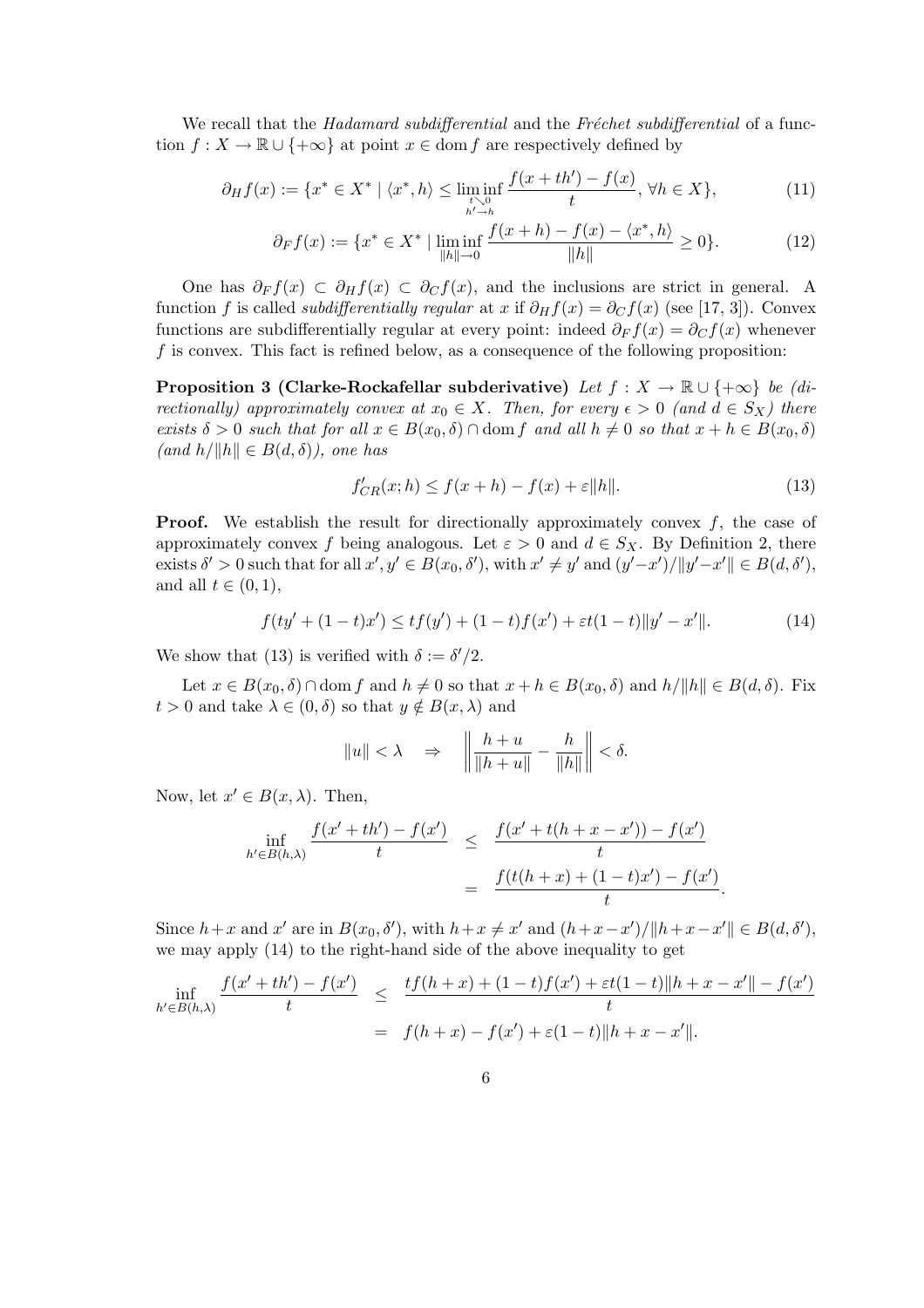We recall that the *Hadamard subdifferential* and the *Fréchet subdifferential* of a function $f : X \to \mathbb{R} \cup \{+\infty\}$ at point $x \in \operatorname{dom} f$ are respectively defined by

$$\partial_H f(x) := \{x^* \in X^* \mid \langle x^*, h\rangle \le \liminf_{\substack{t \searrow 0 \\ h' \to h}} \frac{f(x+th') - f(x)}{t}, \ \forall h \in X\}, \tag{11}$$

$$\partial_F f(x) := \{x^* \in X^* \mid \liminf_{\|h\| \to 0} \frac{f(x+h) - f(x) - \langle x^*, h\rangle}{\|h\|} \ge 0\}. \tag{12}$$

One has $\partial_F f(x) \subset \partial_H f(x) \subset \partial_C f(x)$, and the inclusions are strict in general. A function $f$ is called *subdifferentially regular* at $x$ if $\partial_H f(x) = \partial_C f(x)$ (see [17, 3]). Convex functions are subdifferentially regular at every point: indeed $\partial_F f(x) = \partial_C f(x)$ whenever $f$ is convex. This fact is refined below, as a consequence of the following proposition:

**Proposition 3 (Clarke-Rockafellar subderivative)** *Let $f : X \to \mathbb{R} \cup \{+\infty\}$ be (directionally) approximately convex at $x_0 \in X$. Then, for every $\epsilon > 0$ (and $d \in S_X$) there exists $\delta > 0$ such that for all $x \in B(x_0, \delta) \cap \operatorname{dom} f$ and all $h \neq 0$ so that $x + h \in B(x_0, \delta)$ (and $h/\|h\| \in B(d, \delta)$), one has*

$$f'_{CR}(x; h) \le f(x+h) - f(x) + \varepsilon\|h\|. \tag{13}$$

**Proof.** We establish the result for directionally approximately convex $f$, the case of approximately convex $f$ being analogous. Let $\varepsilon > 0$ and $d \in S_X$. By Definition 2, there exists $\delta' > 0$ such that for all $x', y' \in B(x_0, \delta')$, with $x' \neq y'$ and $(y'-x')/\|y'-x'\| \in B(d, \delta')$, and all $t \in (0, 1)$,

$$f(ty' + (1-t)x') \le tf(y') + (1-t)f(x') + \varepsilon t(1-t)\|y' - x'\|. \tag{14}$$

We show that (13) is verified with $\delta := \delta'/2$.

Let $x \in B(x_0, \delta) \cap \operatorname{dom} f$ and $h \neq 0$ so that $x + h \in B(x_0, \delta)$ and $h/\|h\| \in B(d, \delta)$. Fix $t > 0$ and take $\lambda \in (0, \delta)$ so that $y \notin B(x, \lambda)$ and

$$\|u\| < \lambda \quad \Rightarrow \quad \left\| \frac{h+u}{\|h+u\|} - \frac{h}{\|h\|} \right\| < \delta.$$

Now, let $x' \in B(x, \lambda)$. Then,

$$\begin{aligned}
\inf_{h' \in B(h,\lambda)} \frac{f(x' + th') - f(x')}{t} &\le \frac{f(x' + t(h + x - x')) - f(x')}{t} \\
&= \frac{f(t(h+x) + (1-t)x') - f(x')}{t}.
\end{aligned}$$

Since $h+x$ and $x'$ are in $B(x_0, \delta')$, with $h+x \neq x'$ and $(h+x-x')/\|h+x-x'\| \in B(d, \delta')$, we may apply (14) to the right-hand side of the above inequality to get

$$\begin{aligned}
\inf_{h' \in B(h,\lambda)} \frac{f(x' + th') - f(x')}{t} &\le \frac{tf(h+x) + (1-t)f(x') + \varepsilon t(1-t)\|h + x - x'\| - f(x')}{t} \\
&= f(h+x) - f(x') + \varepsilon(1-t)\|h + x - x'\|.
\end{aligned}$$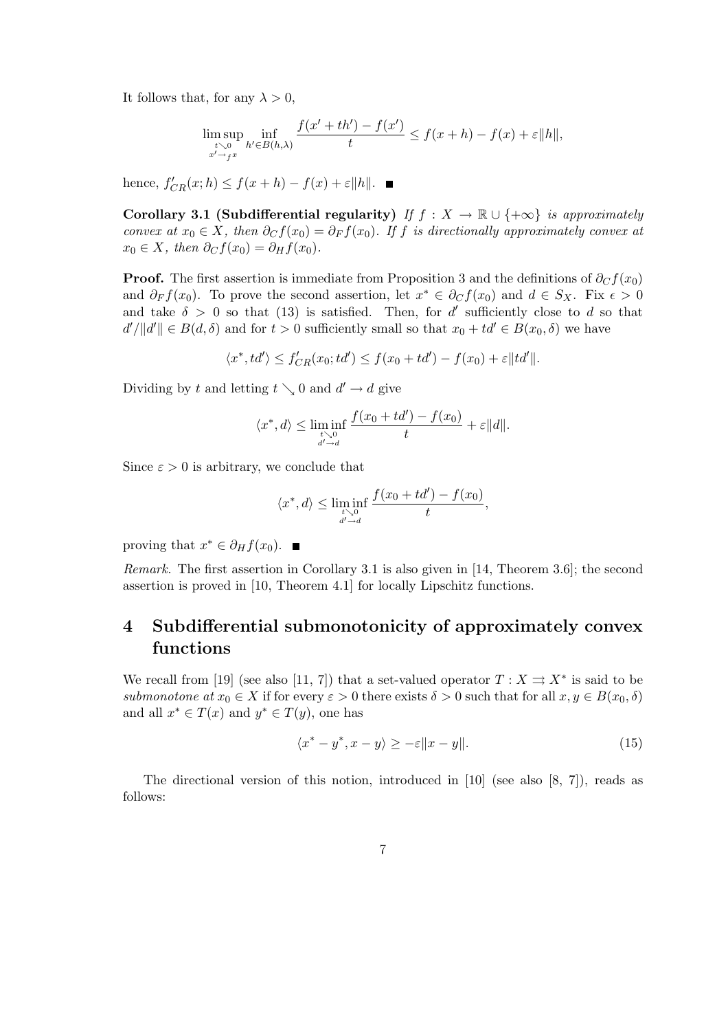It follows that, for any $\lambda > 0$,

$$\limsup_{\substack{t \searrow 0 \\ x' \to_f x}} \inf_{h' \in B(h,\lambda)} \frac{f(x' + th') - f(x')}{t} \leq f(x+h) - f(x) + \varepsilon \|h\|,$$

hence, $f'_{CR}(x; h) \leq f(x+h) - f(x) + \varepsilon\|h\|$. ■

**Corollary 3.1 (Subdifferential regularity)** *If $f : X \to \mathbb{R} \cup \{+\infty\}$ is approximately convex at $x_0 \in X$, then $\partial_C f(x_0) = \partial_F f(x_0)$. If $f$ is directionally approximately convex at $x_0 \in X$, then $\partial_C f(x_0) = \partial_H f(x_0)$.*

**Proof.** The first assertion is immediate from Proposition 3 and the definitions of $\partial_C f(x_0)$ and $\partial_F f(x_0)$. To prove the second assertion, let $x^* \in \partial_C f(x_0)$ and $d \in S_X$. Fix $\epsilon > 0$ and take $\delta > 0$ so that (13) is satisfied. Then, for $d'$ sufficiently close to $d$ so that $d'/\|d'\| \in B(d, \delta)$ and for $t > 0$ sufficiently small so that $x_0 + td' \in B(x_0, \delta)$ we have

$$\langle x^*, td' \rangle \leq f'_{CR}(x_0; td') \leq f(x_0 + td') - f(x_0) + \varepsilon \|td'\|.$$

Dividing by $t$ and letting $t \searrow 0$ and $d' \to d$ give

$$\langle x^*, d \rangle \leq \liminf_{\substack{t \searrow 0 \\ d' \to d}} \frac{f(x_0 + td') - f(x_0)}{t} + \varepsilon \|d\|.$$

Since $\varepsilon > 0$ is arbitrary, we conclude that

$$\langle x^*, d \rangle \leq \liminf_{\substack{t \searrow 0 \\ d' \to d}} \frac{f(x_0 + td') - f(x_0)}{t},$$

proving that $x^* \in \partial_H f(x_0)$. ■

*Remark.* The first assertion in Corollary 3.1 is also given in [14, Theorem 3.6]; the second assertion is proved in [10, Theorem 4.1] for locally Lipschitz functions.

# 4 Subdifferential submonotonicity of approximately convex functions

We recall from [19] (see also [11, 7]) that a set-valued operator $T : X \rightrightarrows X^*$ is said to be *submonotone at* $x_0 \in X$ if for every $\varepsilon > 0$ there exists $\delta > 0$ such that for all $x, y \in B(x_0, \delta)$ and all $x^* \in T(x)$ and $y^* \in T(y)$, one has

$$\langle x^* - y^*, x - y \rangle \geq -\varepsilon \|x - y\|. \tag{15}$$

The directional version of this notion, introduced in [10] (see also [8, 7]), reads as follows: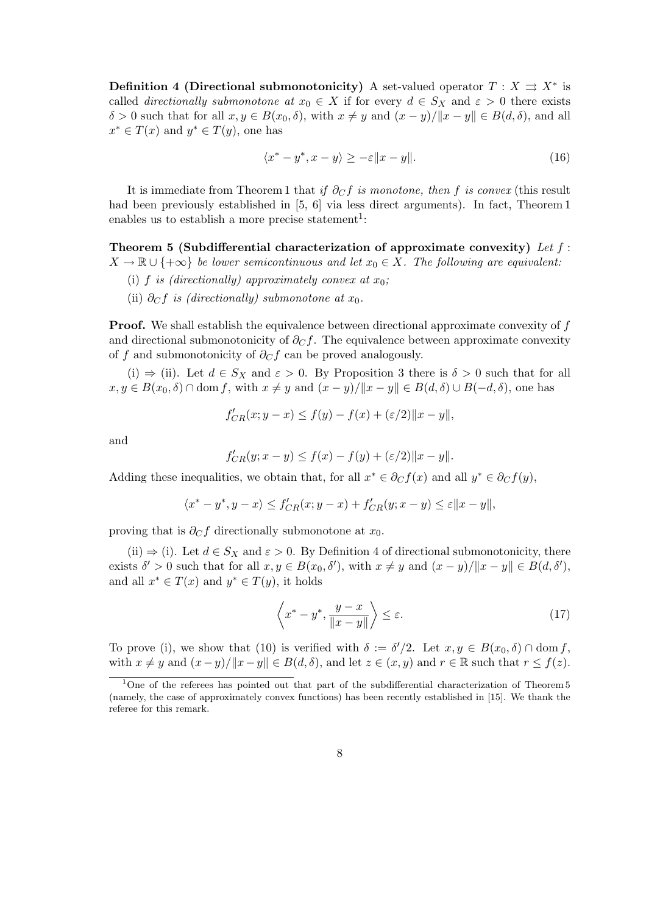**Definition 4 (Directional submonotonicity)** A set-valued operator $T : X \rightrightarrows X^*$ is called *directionally submonotone at* $x_0 \in X$ if for every $d \in S_X$ and $\varepsilon > 0$ there exists $\delta > 0$ such that for all $x, y \in B(x_0, \delta)$, with $x \neq y$ and $(x-y)/\|x-y\| \in B(d, \delta)$, and all $x^* \in T(x)$ and $y^* \in T(y)$, one has

$$\langle x^* - y^*, x - y \rangle \geq -\varepsilon \|x - y\|. \tag{16}$$

It is immediate from Theorem 1 that *if $\partial_C f$ is monotone, then $f$ is convex* (this result had been previously established in [5, 6] via less direct arguments). In fact, Theorem 1 enables us to establish a more precise statement[1]:

**Theorem 5 (Subdifferential characterization of approximate convexity)** *Let $f : X \to \mathbb{R} \cup \{+\infty\}$ be lower semicontinuous and let $x_0 \in X$. The following are equivalent:*

(i) *$f$ is (directionally) approximately convex at $x_0$;*

(ii) *$\partial_C f$ is (directionally) submonotone at $x_0$.*

**Proof.** We shall establish the equivalence between directional approximate convexity of $f$ and directional submonotonicity of $\partial_C f$. The equivalence between approximate convexity of $f$ and submonotonicity of $\partial_C f$ can be proved analogously.

(i) $\Rightarrow$ (ii). Let $d \in S_X$ and $\varepsilon > 0$. By Proposition 3 there is $\delta > 0$ such that for all $x, y \in B(x_0, \delta) \cap \operatorname{dom} f$, with $x \neq y$ and $(x-y)/\|x-y\| \in B(d, \delta) \cup B(-d, \delta)$, one has

$$f'_{CR}(x; y - x) \leq f(y) - f(x) + (\varepsilon/2)\|x - y\|,$$

and

$$f'_{CR}(y; x - y) \leq f(x) - f(y) + (\varepsilon/2)\|x - y\|.$$

Adding these inequalities, we obtain that, for all $x^* \in \partial_C f(x)$ and all $y^* \in \partial_C f(y)$,

$$\langle x^* - y^*, y - x \rangle \leq f'_{CR}(x; y - x) + f'_{CR}(y; x - y) \leq \varepsilon \|x - y\|,$$

proving that is $\partial_C f$ directionally submonotone at $x_0$.

(ii) $\Rightarrow$ (i). Let $d \in S_X$ and $\varepsilon > 0$. By Definition 4 of directional submonotonicity, there exists $\delta' > 0$ such that for all $x, y \in B(x_0, \delta')$, with $x \neq y$ and $(x-y)/\|x-y\| \in B(d, \delta')$, and all $x^* \in T(x)$ and $y^* \in T(y)$, it holds

$$\left\langle x^* - y^*, \frac{y - x}{\|x - y\|} \right\rangle \leq \varepsilon. \tag{17}$$

To prove (i), we show that (10) is verified with $\delta := \delta'/2$. Let $x, y \in B(x_0, \delta) \cap \operatorname{dom} f$, with $x \neq y$ and $(x-y)/\|x-y\| \in B(d, \delta)$, and let $z \in (x, y)$ and $r \in \mathbb{R}$ such that $r \leq f(z)$.

[1] One of the referees has pointed out that part of the subdifferential characterization of Theorem 5 (namely, the case of approximately convex functions) has been recently established in [15]. We thank the referee for this remark.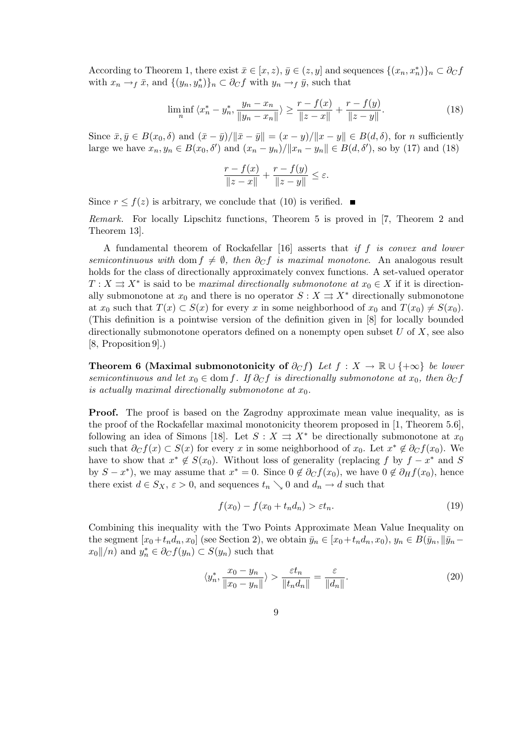According to Theorem 1, there exist $\bar{x} \in [x, z)$, $\bar{y} \in (z, y]$ and sequences $\{(x_n, x_n^*)\}_n \subset \partial_C f$ with $x_n \to_f \bar{x}$, and $\{(y_n, y_n^*)\}_n \subset \partial_C f$ with $y_n \to_f \bar{y}$, such that

$$\liminf_n \langle x_n^* - y_n^*, \frac{y_n - x_n}{\|y_n - x_n\|} \rangle \geq \frac{r - f(x)}{\|z - x\|} + \frac{r - f(y)}{\|z - y\|}. \tag{18}$$

Since $\bar{x}, \bar{y} \in B(x_0, \delta)$ and $(\bar{x} - \bar{y})/\|\bar{x} - \bar{y}\| = (x - y)/\|x - y\| \in B(d, \delta)$, for $n$ sufficiently large we have $x_n, y_n \in B(x_0, \delta')$ and $(x_n - y_n)/\|x_n - y_n\| \in B(d, \delta')$, so by (17) and (18)

$$\frac{r - f(x)}{\|z - x\|} + \frac{r - f(y)}{\|z - y\|} \leq \varepsilon.$$

Since $r \leq f(z)$ is arbitrary, we conclude that (10) is verified. ■

*Remark.* For locally Lipschitz functions, Theorem 5 is proved in [7, Theorem 2 and Theorem 13].

A fundamental theorem of Rockafellar [16] asserts that *if $f$ is convex and lower semicontinuous with* $\operatorname{dom} f \neq \emptyset$, *then $\partial_C f$ is maximal monotone*. An analogous result holds for the class of directionally approximately convex functions. A set-valued operator $T : X \rightrightarrows X^*$ is said to be *maximal directionally submonotone at* $x_0 \in X$ if it is directionally submonotone at $x_0$ and there is no operator $S : X \rightrightarrows X^*$ directionally submonotone at $x_0$ such that $T(x) \subset S(x)$ for every $x$ in some neighborhood of $x_0$ and $T(x_0) \neq S(x_0)$. (This definition is a pointwise version of the definition given in [8] for locally bounded directionally submonotone operators defined on a nonempty open subset $U$ of $X$, see also [8, Proposition 9].)

**Theorem 6 (Maximal submonotonicity of $\partial_C f$)** *Let $f : X \to \mathbb{R} \cup \{+\infty\}$ be lower semicontinuous and let $x_0 \in \operatorname{dom} f$. If $\partial_C f$ is directionally submonotone at $x_0$, then $\partial_C f$ is actually maximal directionally submonotone at $x_0$.*

**Proof.** The proof is based on the Zagrodny approximate mean value inequality, as is the proof of the Rockafellar maximal monotonicity theorem proposed in [1, Theorem 5.6], following an idea of Simons [18]. Let $S : X \rightrightarrows X^*$ be directionally submonotone at $x_0$ such that $\partial_C f(x) \subset S(x)$ for every $x$ in some neighborhood of $x_0$. Let $x^* \notin \partial_C f(x_0)$. We have to show that $x^* \notin S(x_0)$. Without loss of generality (replacing $f$ by $f - x^*$ and $S$ by $S - x^*$), we may assume that $x^* = 0$. Since $0 \notin \partial_C f(x_0)$, we have $0 \notin \partial_H f(x_0)$, hence there exist $d \in S_X$, $\varepsilon > 0$, and sequences $t_n \searrow 0$ and $d_n \to d$ such that

$$f(x_0) - f(x_0 + t_n d_n) > \varepsilon t_n. \tag{19}$$

Combining this inequality with the Two Points Approximate Mean Value Inequality on the segment $[x_0 + t_n d_n, x_0]$ (see Section 2), we obtain $\bar{y}_n \in [x_0 + t_n d_n, x_0)$, $y_n \in B(\bar{y}_n, \|\bar{y}_n - x_0\|/n)$ and $y_n^* \in \partial_C f(y_n) \subset S(y_n)$ such that

$$\langle y_n^*, \frac{x_0 - y_n}{\|x_0 - y_n\|} \rangle > \frac{\varepsilon t_n}{\|t_n d_n\|} = \frac{\varepsilon}{\|d_n\|}. \tag{20}$$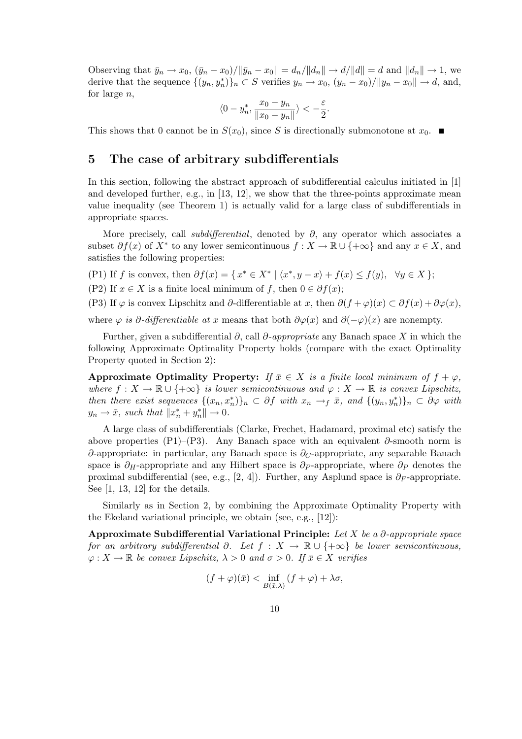Observing that $\bar{y}_n \to x_0$, $(\bar{y}_n - x_0)/\|\bar{y}_n - x_0\| = d_n/\|d_n\| \to d/\|d\| = d$ and $\|d_n\| \to 1$, we derive that the sequence $\{(y_n, y_n^*)\}_n \subset S$ verifies $y_n \to x_0$, $(y_n - x_0)/\|y_n - x_0\| \to d$, and, for large $n$,

$$\langle 0 - y_n^*, \frac{x_0 - y_n}{\|x_0 - y_n\|} \rangle < -\frac{\varepsilon}{2}.$$

This shows that 0 cannot be in $S(x_0)$, since $S$ is directionally submonotone at $x_0$. ■

## 5 The case of arbitrary subdifferentials

In this section, following the abstract approach of subdifferential calculus initiated in [1] and developed further, e.g., in [13, 12], we show that the three-points approximate mean value inequality (see Theorem 1) is actually valid for a large class of subdifferentials in appropriate spaces.

More precisely, call *subdifferential*, denoted by $\partial$, any operator which associates a subset $\partial f(x)$ of $X^*$ to any lower semicontinuous $f : X \to \mathbb{R} \cup \{+\infty\}$ and any $x \in X$, and satisfies the following properties:

(P1) If $f$ is convex, then $\partial f(x) = \{ x^* \in X^* \mid \langle x^*, y - x \rangle + f(x) \leq f(y), \quad \forall y \in X \}$;

(P2) If $x \in X$ is a finite local minimum of $f$, then $0 \in \partial f(x)$;

(P3) If $\varphi$ is convex Lipschitz and $\partial$-differentiable at $x$, then $\partial(f + \varphi)(x) \subset \partial f(x) + \partial \varphi(x)$,

where *$\varphi$ is $\partial$-differentiable at $x$* means that both $\partial \varphi(x)$ and $\partial(-\varphi)(x)$ are nonempty.

Further, given a subdifferential $\partial$, call *$\partial$-appropriate* any Banach space $X$ in which the following Approximate Optimality Property holds (compare with the exact Optimality Property quoted in Section 2):

**Approximate Optimality Property:** *If $\bar{x} \in X$ is a finite local minimum of $f + \varphi$, where $f : X \to \mathbb{R} \cup \{+\infty\}$ is lower semicontinuous and $\varphi : X \to \mathbb{R}$ is convex Lipschitz, then there exist sequences $\{(x_n, x_n^*)\}_n \subset \partial f$ with $x_n \to_f \bar{x}$, and $\{(y_n, y_n^*)\}_n \subset \partial \varphi$ with $y_n \to \bar{x}$, such that $\|x_n^* + y_n^*\| \to 0$.*

A large class of subdifferentials (Clarke, Frechet, Hadamard, proximal etc) satisfy the above properties (P1)–(P3). Any Banach space with an equivalent $\partial$-smooth norm is $\partial$-appropriate: in particular, any Banach space is $\partial_C$-appropriate, any separable Banach space is $\partial_H$-appropriate and any Hilbert space is $\partial_P$-appropriate, where $\partial_P$ denotes the proximal subdifferential (see, e.g., [2, 4]). Further, any Asplund space is $\partial_F$-appropriate. See [1, 13, 12] for the details.

Similarly as in Section 2, by combining the Approximate Optimality Property with the Ekeland variational principle, we obtain (see, e.g., [12]):

**Approximate Subdifferential Variational Principle:** *Let $X$ be a $\partial$-appropriate space for an arbitrary subdifferential $\partial$. Let $f : X \to \mathbb{R} \cup \{+\infty\}$ be lower semicontinuous, $\varphi : X \to \mathbb{R}$ be convex Lipschitz, $\lambda > 0$ and $\sigma > 0$. If $\bar{x} \in X$ verifies*

$$(f + \varphi)(\bar{x}) < \inf_{B(\bar{x}, \lambda)} (f + \varphi) + \lambda\sigma,$$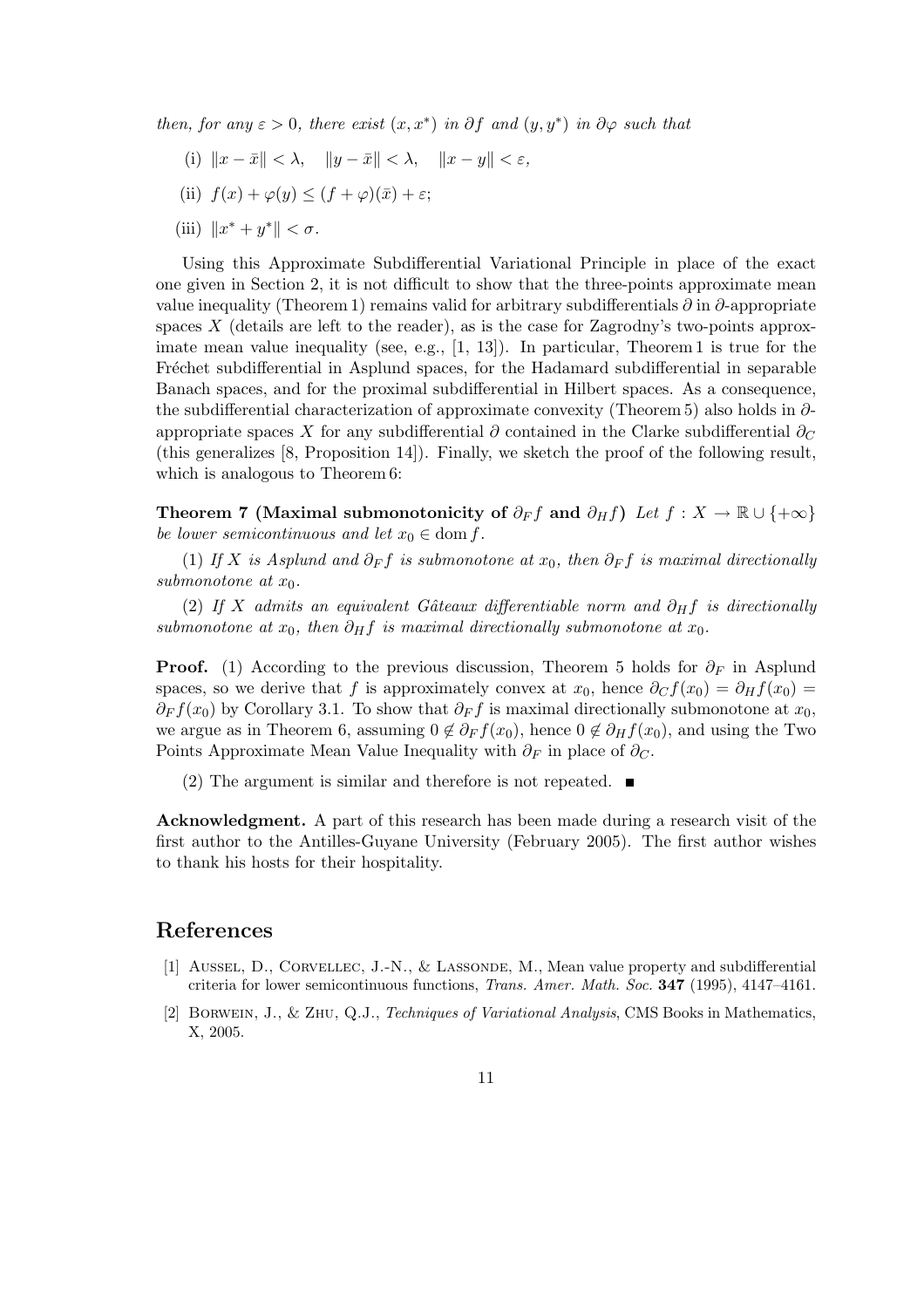*then, for any $\varepsilon > 0$, there exist $(x, x^*)$ in $\partial f$ and $(y, y^*)$ in $\partial\varphi$ such that*

(i) $\|x - \bar{x}\| < \lambda, \quad \|y - \bar{x}\| < \lambda, \quad \|x - y\| < \varepsilon,$

(ii) $f(x) + \varphi(y) \leq (f + \varphi)(\bar{x}) + \varepsilon;$

(iii) $\|x^* + y^*\| < \sigma.$

Using this Approximate Subdifferential Variational Principle in place of the exact one given in Section 2, it is not difficult to show that the three-points approximate mean value inequality (Theorem 1) remains valid for arbitrary subdifferentials $\partial$ in $\partial$-appropriate spaces $X$ (details are left to the reader), as is the case for Zagrodny's two-points approximate mean value inequality (see, e.g., [1, 13]). In particular, Theorem 1 is true for the Fréchet subdifferential in Asplund spaces, for the Hadamard subdifferential in separable Banach spaces, and for the proximal subdifferential in Hilbert spaces. As a consequence, the subdifferential characterization of approximate convexity (Theorem 5) also holds in $\partial$-appropriate spaces $X$ for any subdifferential $\partial$ contained in the Clarke subdifferential $\partial_C$ (this generalizes [8, Proposition 14]). Finally, we sketch the proof of the following result, which is analogous to Theorem 6:

**Theorem 7 (Maximal submonotonicity of $\partial_F f$ and $\partial_H f$)** *Let $f : X \to \mathbb{R} \cup \{+\infty\}$ be lower semicontinuous and let $x_0 \in \operatorname{dom} f$.*

*(1) If $X$ is Asplund and $\partial_F f$ is submonotone at $x_0$, then $\partial_F f$ is maximal directionally submonotone at $x_0$.*

*(2) If $X$ admits an equivalent Gâteaux differentiable norm and $\partial_H f$ is directionally submonotone at $x_0$, then $\partial_H f$ is maximal directionally submonotone at $x_0$.*

**Proof.** (1) According to the previous discussion, Theorem 5 holds for $\partial_F$ in Asplund spaces, so we derive that $f$ is approximately convex at $x_0$, hence $\partial_C f(x_0) = \partial_H f(x_0) = \partial_F f(x_0)$ by Corollary 3.1. To show that $\partial_F f$ is maximal directionally submonotone at $x_0$, we argue as in Theorem 6, assuming $0 \notin \partial_F f(x_0)$, hence $0 \notin \partial_H f(x_0)$, and using the Two Points Approximate Mean Value Inequality with $\partial_F$ in place of $\partial_C$.

(2) The argument is similar and therefore is not repeated. ∎

**Acknowledgment.** A part of this research has been made during a research visit of the first author to the Antilles-Guyane University (February 2005). The first author wishes to thank his hosts for their hospitality.

## References

[1] Aussel, D., Corvellec, J.-N., & Lassonde, M., Mean value property and subdifferential criteria for lower semicontinuous functions, *Trans. Amer. Math. Soc.* **347** (1995), 4147–4161.

[2] Borwein, J., & Zhu, Q.J., *Techniques of Variational Analysis*, CMS Books in Mathematics, X, 2005.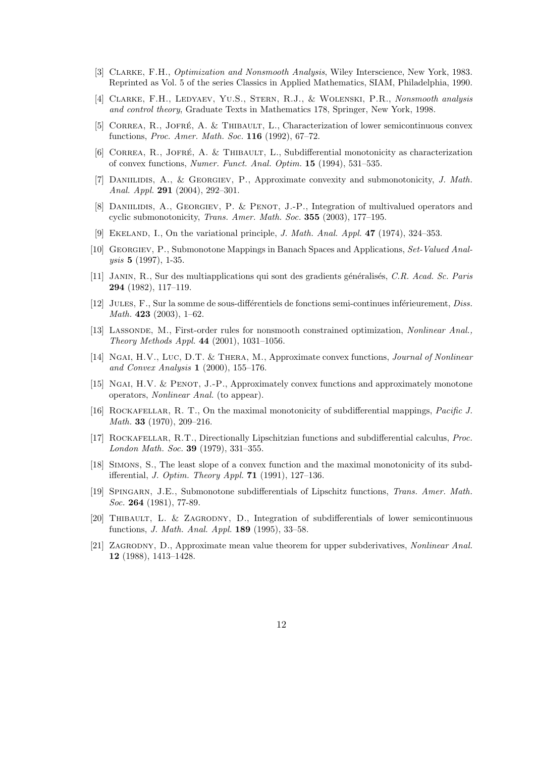[3] Clarke, F.H., *Optimization and Nonsmooth Analysis*, Wiley Interscience, New York, 1983. Reprinted as Vol. 5 of the series Classics in Applied Mathematics, SIAM, Philadelphia, 1990.

[4] Clarke, F.H., Ledyaev, Yu.S., Stern, R.J., & Wolenski, P.R., *Nonsmooth analysis and control theory*, Graduate Texts in Mathematics 178, Springer, New York, 1998.

[5] Correa, R., Jofré, A. & Thibault, L., Characterization of lower semicontinuous convex functions, *Proc. Amer. Math. Soc.* **116** (1992), 67–72.

[6] Correa, R., Jofré, A. & Thibault, L., Subdifferential monotonicity as characterization of convex functions, *Numer. Funct. Anal. Optim.* **15** (1994), 531–535.

[7] Daniilidis, A., & Georgiev, P., Approximate convexity and submonotonicity, *J. Math. Anal. Appl.* **291** (2004), 292–301.

[8] Daniilidis, A., Georgiev, P. & Penot, J.-P., Integration of multivalued operators and cyclic submonotonicity, *Trans. Amer. Math. Soc.* **355** (2003), 177–195.

[9] Ekeland, I., On the variational principle, *J. Math. Anal. Appl.* **47** (1974), 324–353.

[10] Georgiev, P., Submonotone Mappings in Banach Spaces and Applications, *Set-Valued Analysis* **5** (1997), 1-35.

[11] Janin, R., Sur des multiapplications qui sont des gradients généralisés, *C.R. Acad. Sc. Paris* **294** (1982), 117–119.

[12] Jules, F., Sur la somme de sous-différentiels de fonctions semi-continues inférieurement, *Diss. Math.* **423** (2003), 1–62.

[13] Lassonde, M., First-order rules for nonsmooth constrained optimization, *Nonlinear Anal., Theory Methods Appl.* **44** (2001), 1031–1056.

[14] Ngai, H.V., Luc, D.T. & Thera, M., Approximate convex functions, *Journal of Nonlinear and Convex Analysis* **1** (2000), 155–176.

[15] Ngai, H.V. & Penot, J.-P., Approximately convex functions and approximately monotone operators, *Nonlinear Anal.* (to appear).

[16] Rockafellar, R. T., On the maximal monotonicity of subdifferential mappings, *Pacific J. Math.* **33** (1970), 209–216.

[17] Rockafellar, R.T., Directionally Lipschitzian functions and subdifferential calculus, *Proc. London Math. Soc.* **39** (1979), 331–355.

[18] Simons, S., The least slope of a convex function and the maximal monotonicity of its subdifferential, *J. Optim. Theory Appl.* **71** (1991), 127–136.

[19] Spingarn, J.E., Submonotone subdifferentials of Lipschitz functions, *Trans. Amer. Math. Soc.* **264** (1981), 77-89.

[20] Thibault, L. & Zagrodny, D., Integration of subdifferentials of lower semicontinuous functions, *J. Math. Anal. Appl.* **189** (1995), 33–58.

[21] Zagrodny, D., Approximate mean value theorem for upper subderivatives, *Nonlinear Anal.* **12** (1988), 1413–1428.